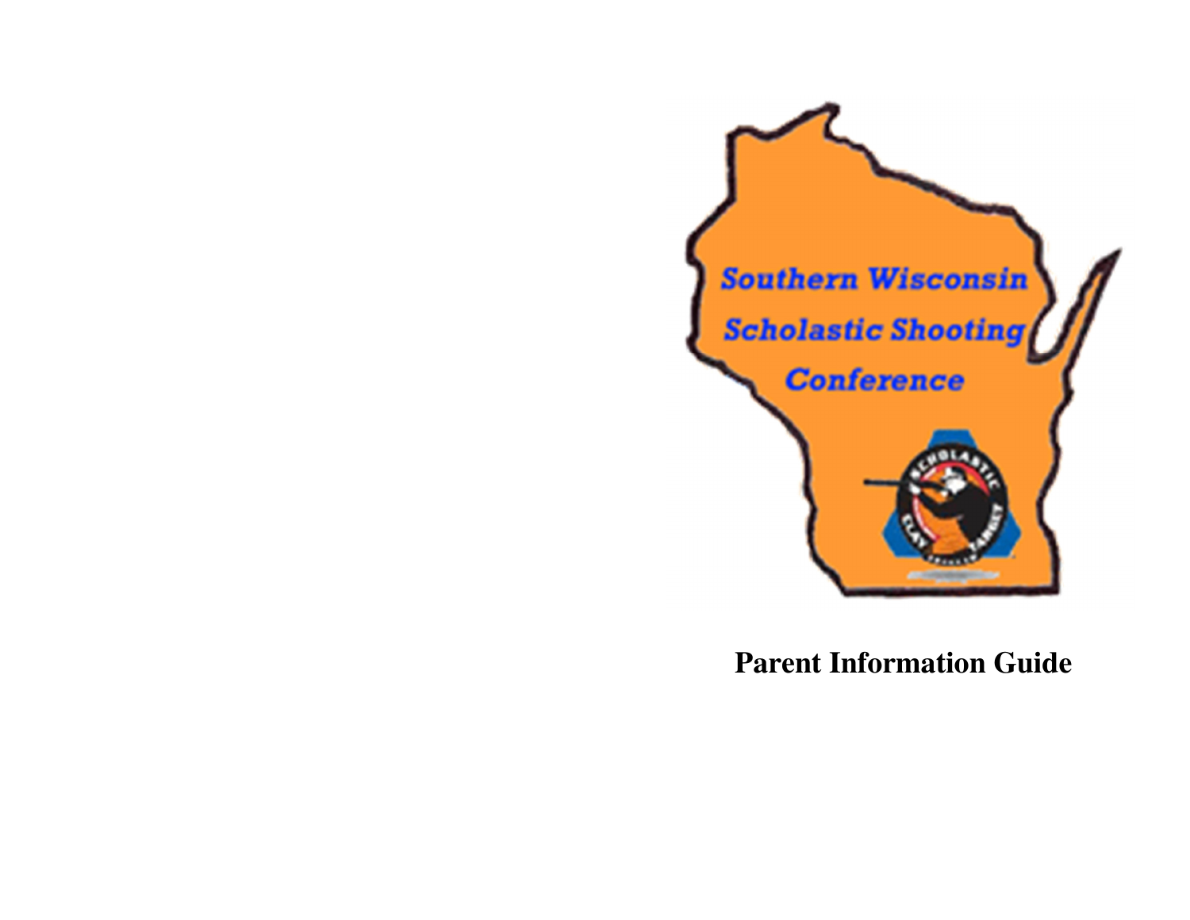Southern Wisconsin Scholastic Shooting Conference

# Parent Information Guide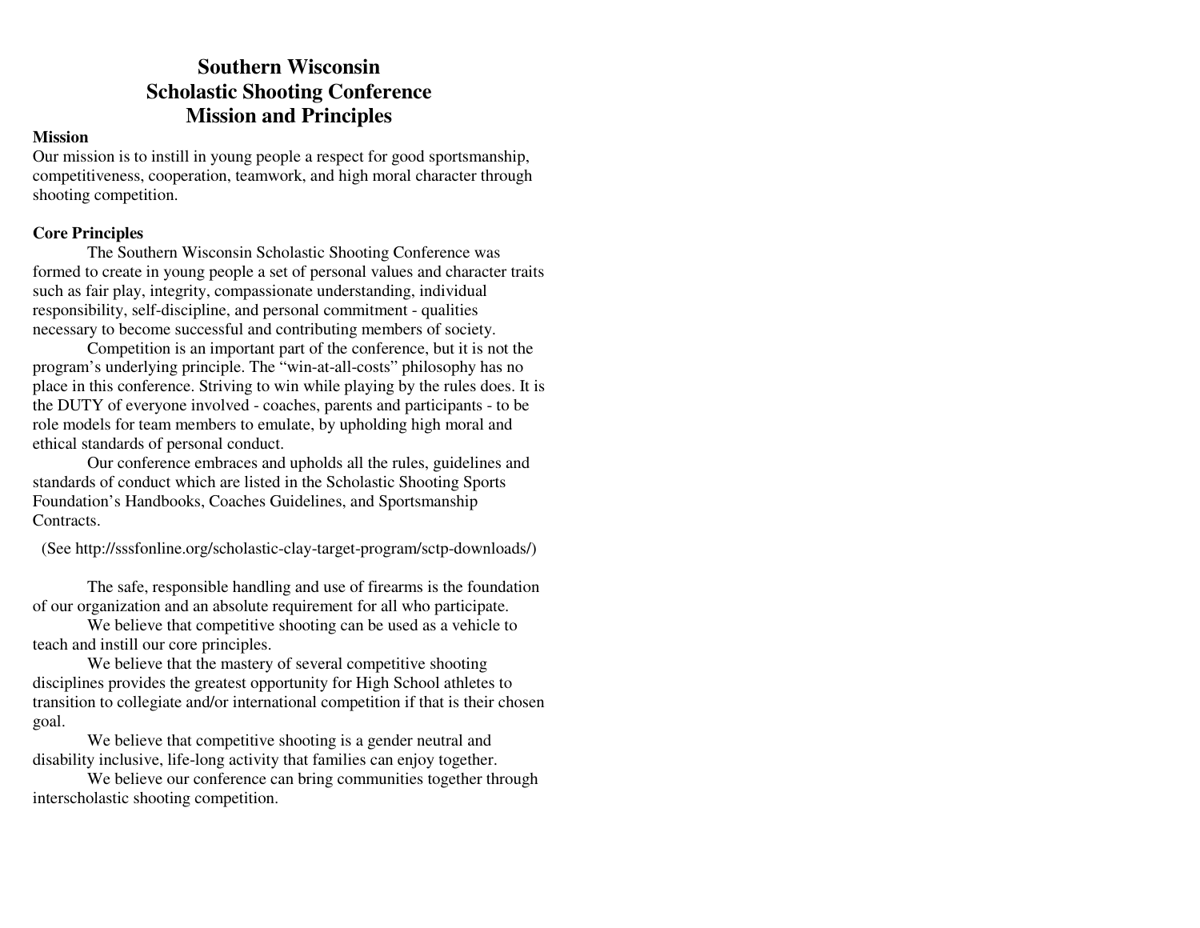# Southern Wisconsin Scholastic Shooting Conference Mission and Principles

**Mission**

Our mission is to instill in young people a respect for good sportsmanship, competitiveness, cooperation, teamwork, and high moral character through shooting competition.

**Core Principles**

The Southern Wisconsin Scholastic Shooting Conference was formed to create in young people a set of personal values and character traits such as fair play, integrity, compassionate understanding, individual responsibility, self-discipline, and personal commitment - qualities necessary to become successful and contributing members of society.

Competition is an important part of the conference, but it is not the program's underlying principle. The "win-at-all-costs" philosophy has no place in this conference. Striving to win while playing by the rules does. It is the DUTY of everyone involved - coaches, parents and participants - to be role models for team members to emulate, by upholding high moral and ethical standards of personal conduct.

Our conference embraces and upholds all the rules, guidelines and standards of conduct which are listed in the Scholastic Shooting Sports Foundation's Handbooks, Coaches Guidelines, and Sportsmanship Contracts.

(See http://sssfonline.org/scholastic-clay-target-program/sctp-downloads/)

The safe, responsible handling and use of firearms is the foundation of our organization and an absolute requirement for all who participate.

We believe that competitive shooting can be used as a vehicle to teach and instill our core principles.

We believe that the mastery of several competitive shooting disciplines provides the greatest opportunity for High School athletes to transition to collegiate and/or international competition if that is their chosen goal.

We believe that competitive shooting is a gender neutral and disability inclusive, life-long activity that families can enjoy together.

We believe our conference can bring communities together through interscholastic shooting competition.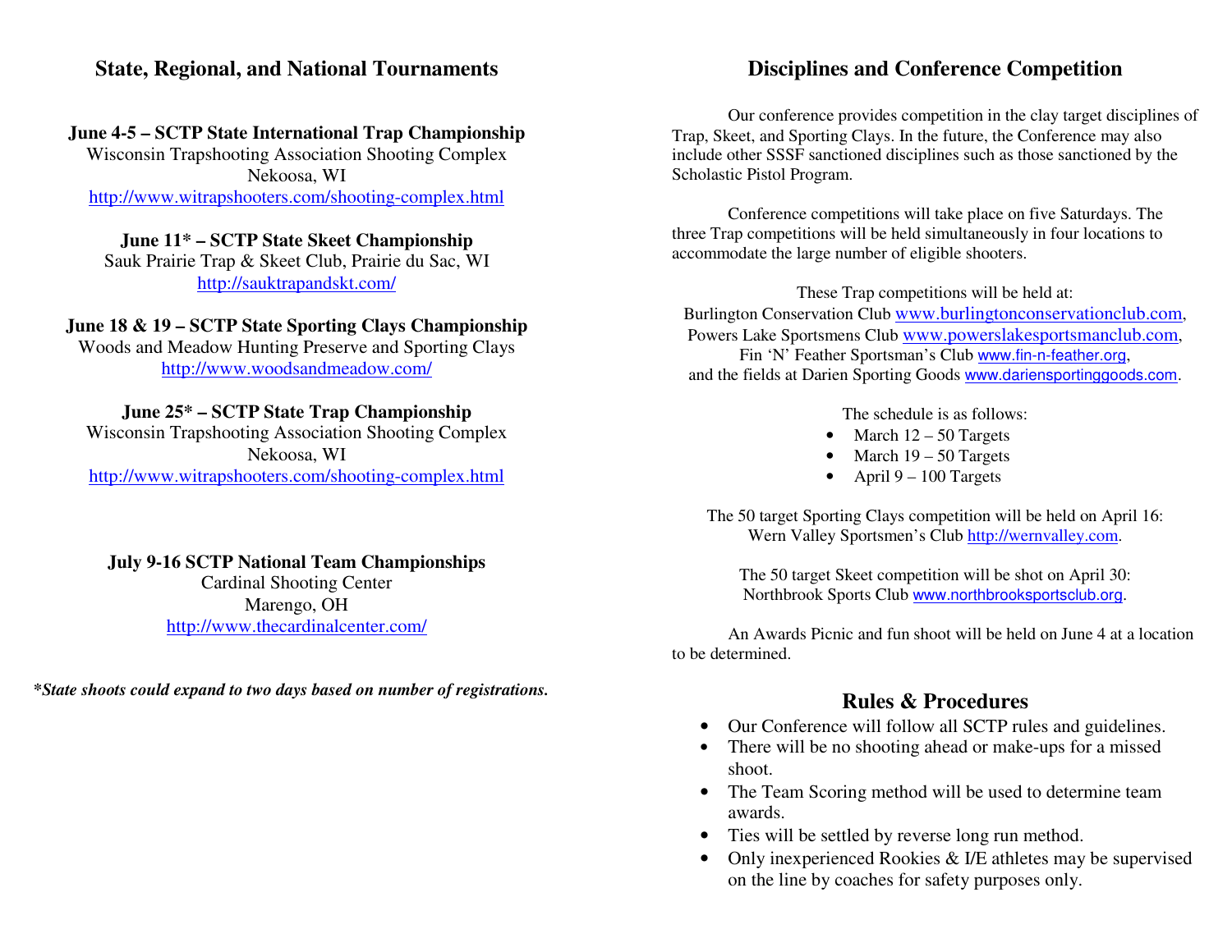## State, Regional, and National Tournaments

**June 4-5 – SCTP State International Trap Championship**
Wisconsin Trapshooting Association Shooting Complex
Nekoosa, WI
http://www.witrapshooters.com/shooting-complex.html

**June 11* – SCTP State Skeet Championship**
Sauk Prairie Trap & Skeet Club, Prairie du Sac, WI
http://sauktrapandskt.com/

**June 18 & 19 – SCTP State Sporting Clays Championship**
Woods and Meadow Hunting Preserve and Sporting Clays
http://www.woodsandmeadow.com/

**June 25* – SCTP State Trap Championship**
Wisconsin Trapshooting Association Shooting Complex
Nekoosa, WI
http://www.witrapshooters.com/shooting-complex.html

**July 9-16 SCTP National Team Championships**
Cardinal Shooting Center
Marengo, OH
http://www.thecardinalcenter.com/

***State shoots could expand to two days based on number of registrations.***

## Disciplines and Conference Competition

Our conference provides competition in the clay target disciplines of Trap, Skeet, and Sporting Clays. In the future, the Conference may also include other SSSF sanctioned disciplines such as those sanctioned by the Scholastic Pistol Program.

Conference competitions will take place on five Saturdays. The three Trap competitions will be held simultaneously in four locations to accommodate the large number of eligible shooters.

These Trap competitions will be held at:
Burlington Conservation Club www.burlingtonconservationclub.com,
Powers Lake Sportsmens Club www.powerslakesportsmanclub.com,
Fin 'N' Feather Sportsman's Club www.fin-n-feather.org,
and the fields at Darien Sporting Goods www.dariensportinggoods.com.

The schedule is as follows:

- March 12 – 50 Targets
- March 19 – 50 Targets
- April 9 – 100 Targets

The 50 target Sporting Clays competition will be held on April 16:
Wern Valley Sportsmen's Club http://wernvalley.com.

The 50 target Skeet competition will be shot on April 30:
Northbrook Sports Club www.northbrooksportsclub.org.

An Awards Picnic and fun shoot will be held on June 4 at a location to be determined.

## Rules & Procedures

- Our Conference will follow all SCTP rules and guidelines.
- There will be no shooting ahead or make-ups for a missed shoot.
- The Team Scoring method will be used to determine team awards.
- Ties will be settled by reverse long run method.
- Only inexperienced Rookies & I/E athletes may be supervised on the line by coaches for safety purposes only.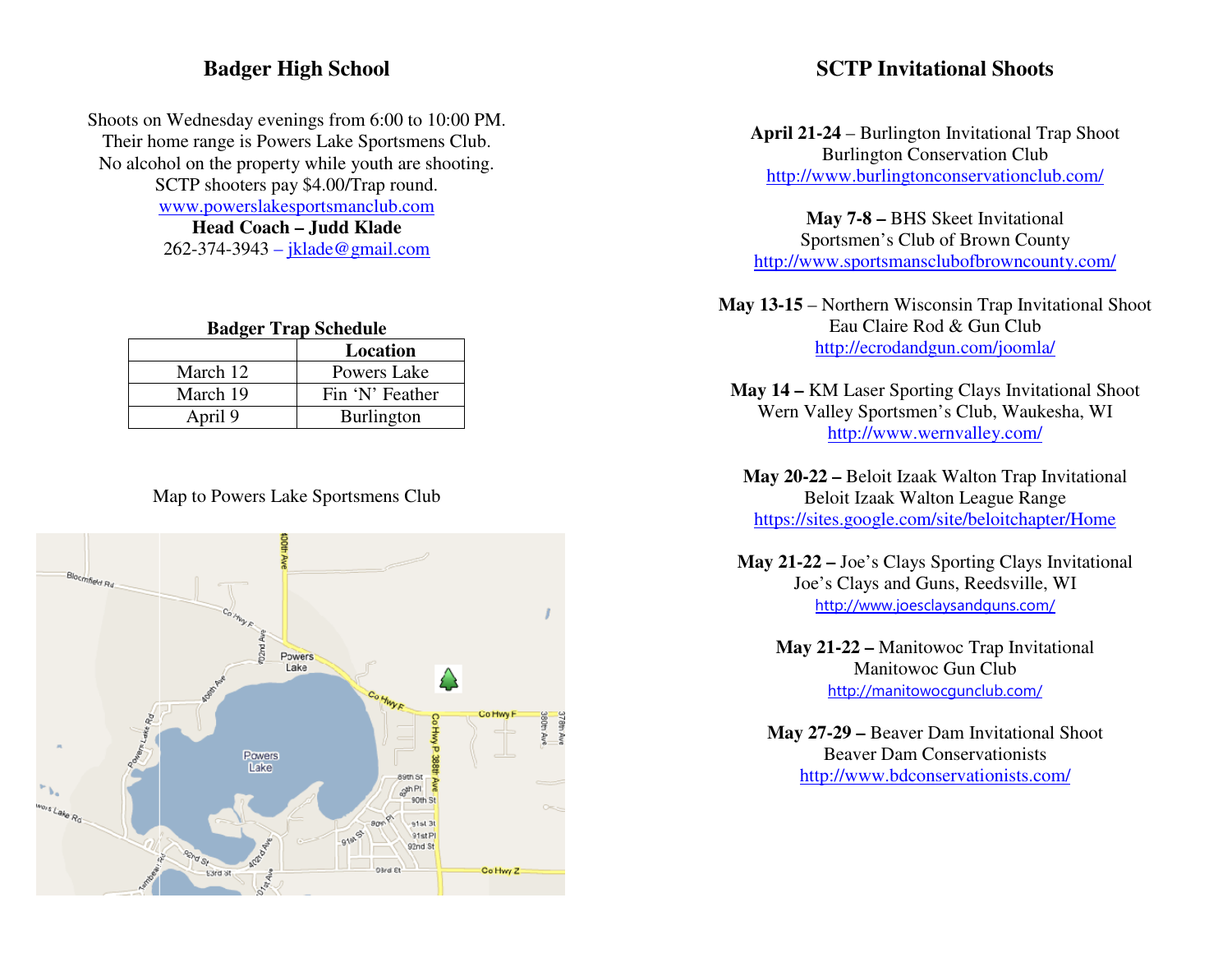## Badger High School

Shoots on Wednesday evenings from 6:00 to 10:00 PM.
Their home range is Powers Lake Sportsmens Club.
No alcohol on the property while youth are shooting.
SCTP shooters pay $4.00/Trap round.
www.powerslakesportsmanclub.com
**Head Coach – Judd Klade**
262-374-3943 – jklade@gmail.com

**Badger Trap Schedule**

| | **Location** |
|---|---|
| March 12 | Powers Lake |
| March 19 | Fin 'N' Feather |
| April 9 | Burlington |

Map to Powers Lake Sportsmens Club

## SCTP Invitational Shoots

**April 21-24** – Burlington Invitational Trap Shoot
Burlington Conservation Club
http://www.burlingtonconservationclub.com/

**May 7-8 –** BHS Skeet Invitational
Sportsmen's Club of Brown County
http://www.sportsmansclubofbrowncounty.com/

**May 13-15** – Northern Wisconsin Trap Invitational Shoot
Eau Claire Rod & Gun Club
http://ecrodandgun.com/joomla/

**May 14 –** KM Laser Sporting Clays Invitational Shoot
Wern Valley Sportsmen's Club, Waukesha, WI
http://www.wernvalley.com/

**May 20-22 –** Beloit Izaak Walton Trap Invitational
Beloit Izaak Walton League Range
https://sites.google.com/site/beloitchapter/Home

**May 21-22 –** Joe's Clays Sporting Clays Invitational
Joe's Clays and Guns, Reedsville, WI
http://www.joesclaysandguns.com/

**May 21-22 –** Manitowoc Trap Invitational
Manitowoc Gun Club
http://manitowocgunclub.com/

**May 27-29 –** Beaver Dam Invitational Shoot
Beaver Dam Conservationists
http://www.bdconservationists.com/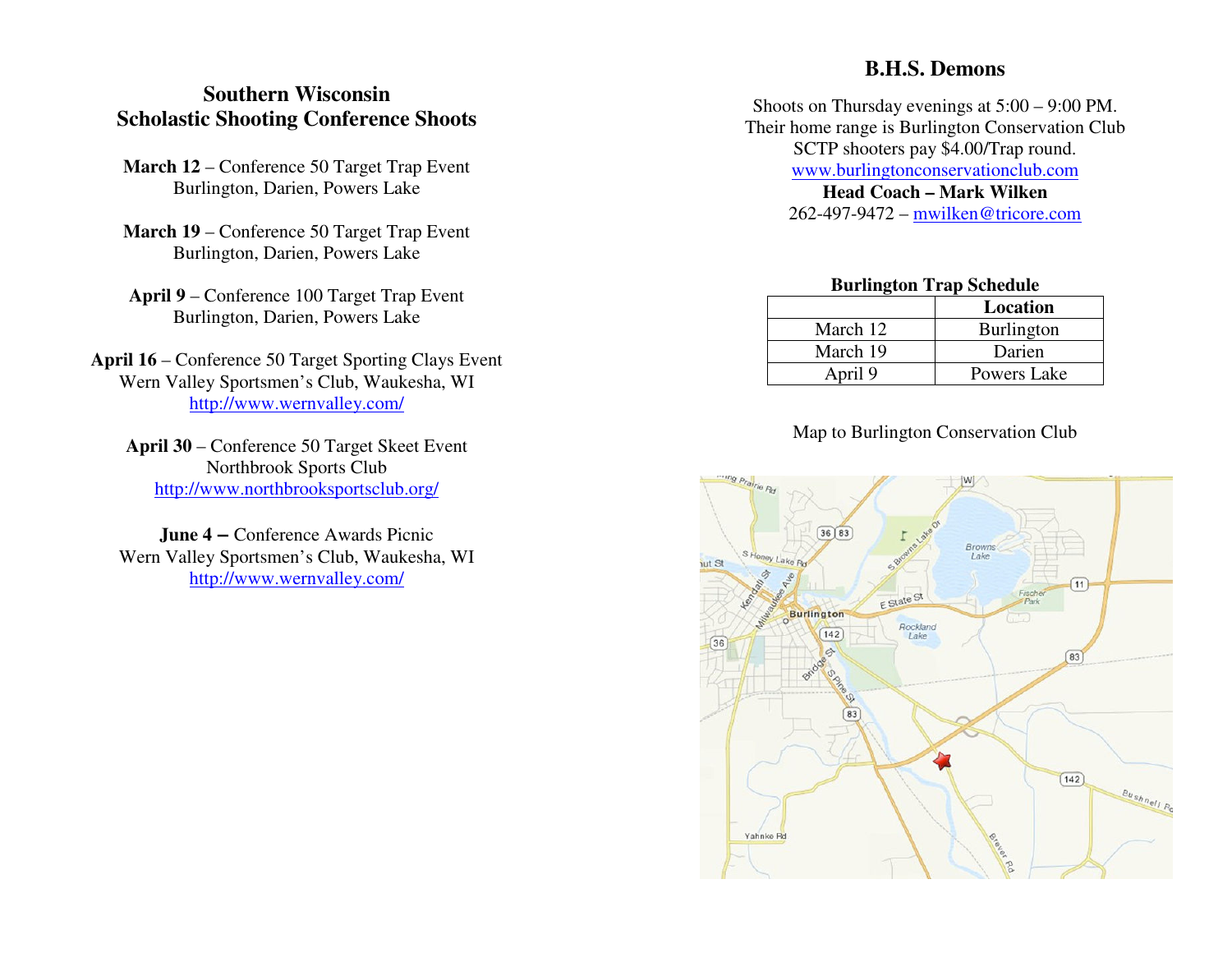## Southern Wisconsin Scholastic Shooting Conference Shoots

**March 12** – Conference 50 Target Trap Event
Burlington, Darien, Powers Lake

**March 19** – Conference 50 Target Trap Event
Burlington, Darien, Powers Lake

**April 9** – Conference 100 Target Trap Event
Burlington, Darien, Powers Lake

**April 16** – Conference 50 Target Sporting Clays Event
Wern Valley Sportsmen's Club, Waukesha, WI
http://www.wernvalley.com/

**April 30** – Conference 50 Target Skeet Event
Northbrook Sports Club
http://www.northbrooksportsclub.org/

**June 4 –** Conference Awards Picnic
Wern Valley Sportsmen's Club, Waukesha, WI
http://www.wernvalley.com/

## B.H.S. Demons

Shoots on Thursday evenings at 5:00 – 9:00 PM.
Their home range is Burlington Conservation Club
SCTP shooters pay $4.00/Trap round.
www.burlingtonconservationclub.com
**Head Coach – Mark Wilken**
262-497-9472 – mwilken@tricore.com

**Burlington Trap Schedule**

| | **Location** |
|---|---|
| March 12 | Burlington |
| March 19 | Darien |
| April 9 | Powers Lake |

Map to Burlington Conservation Club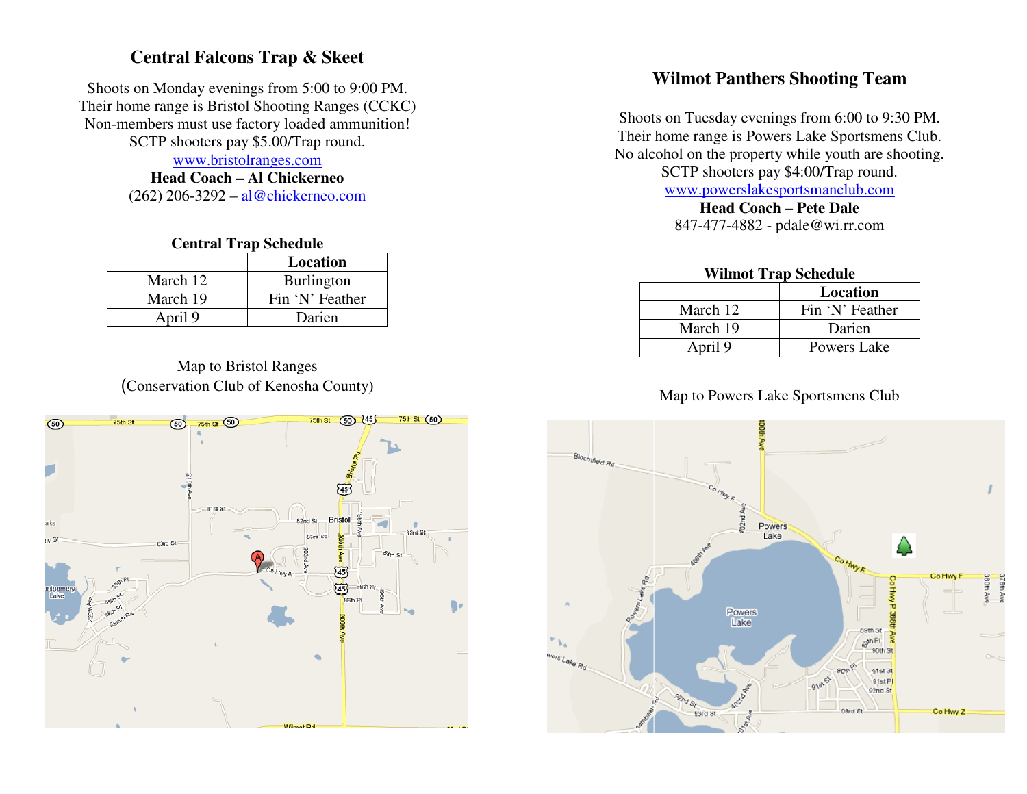## Central Falcons Trap & Skeet

Shoots on Monday evenings from 5:00 to 9:00 PM.
Their home range is Bristol Shooting Ranges (CCKC)
Non-members must use factory loaded ammunition!
SCTP shooters pay $5.00/Trap round.
www.bristolranges.com
**Head Coach – Al Chickerneo**
(262) 206-3292 – al@chickerneo.com

**Central Trap Schedule**

| | Location |
|---|---|
| March 12 | Burlington |
| March 19 | Fin 'N' Feather |
| April 9 | Darien |

Map to Bristol Ranges
(Conservation Club of Kenosha County)

## Wilmot Panthers Shooting Team

Shoots on Tuesday evenings from 6:00 to 9:30 PM.
Their home range is Powers Lake Sportsmens Club.
No alcohol on the property while youth are shooting.
SCTP shooters pay $4:00/Trap round.
www.powerslakesportsmanclub.com
**Head Coach – Pete Dale**
847-477-4882 - pdale@wi.rr.com

**Wilmot Trap Schedule**

| | Location |
|---|---|
| March 12 | Fin 'N' Feather |
| March 19 | Darien |
| April 9 | Powers Lake |

Map to Powers Lake Sportsmens Club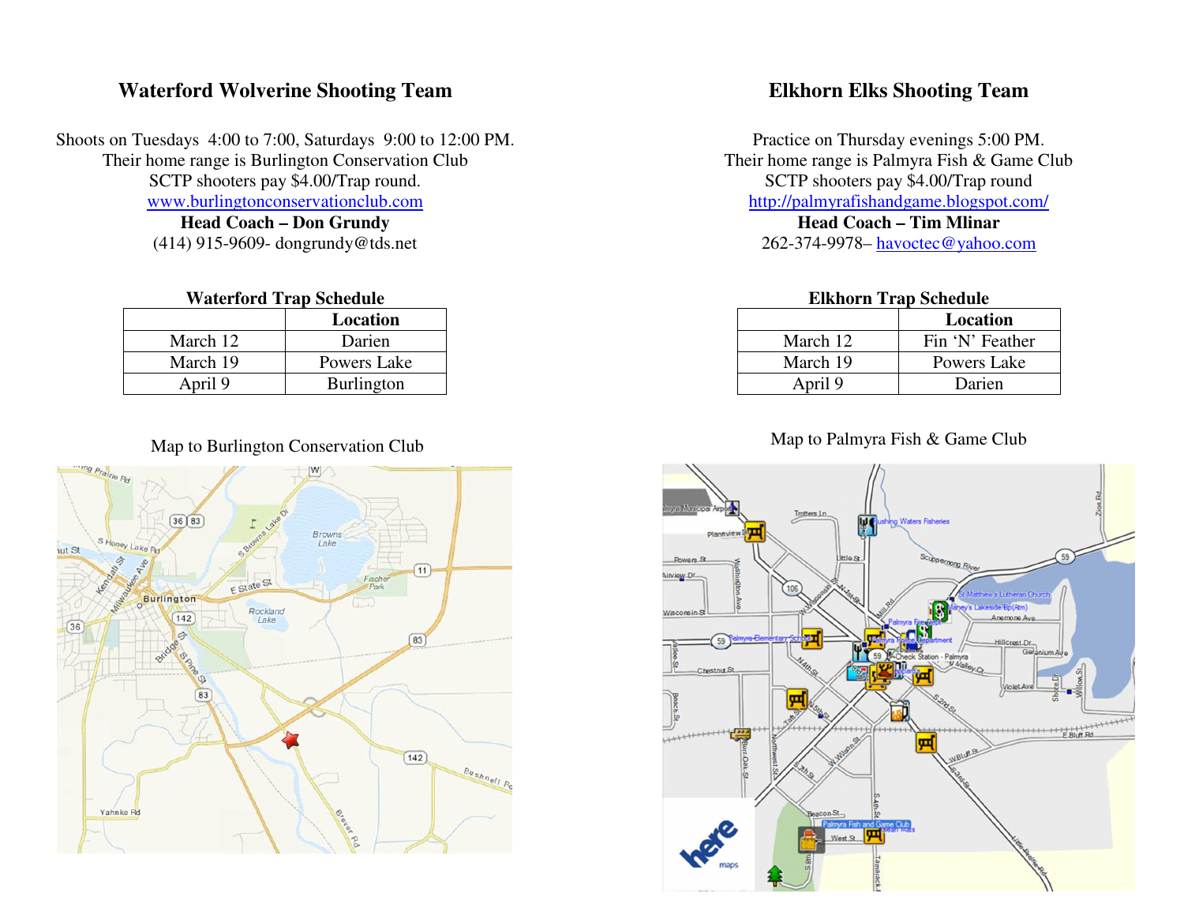## Waterford Wolverine Shooting Team

Shoots on Tuesdays 4:00 to 7:00, Saturdays 9:00 to 12:00 PM.
Their home range is Burlington Conservation Club
SCTP shooters pay $4.00/Trap round.
www.burlingtonconservationclub.com
**Head Coach – Don Grundy**
(414) 915-9609- dongrundy@tds.net

**Waterford Trap Schedule**

| | Location |
|---|---|
| March 12 | Darien |
| March 19 | Powers Lake |
| April 9 | Burlington |

Map to Burlington Conservation Club

## Elkhorn Elks Shooting Team

Practice on Thursday evenings 5:00 PM.
Their home range is Palmyra Fish & Game Club
SCTP shooters pay $4.00/Trap round
http://palmyrafishandgame.blogspot.com/
**Head Coach – Tim Mlinar**
262-374-9978– havoctec@yahoo.com

**Elkhorn Trap Schedule**

| | Location |
|---|---|
| March 12 | Fin 'N' Feather |
| March 19 | Powers Lake |
| April 9 | Darien |

Map to Palmyra Fish & Game Club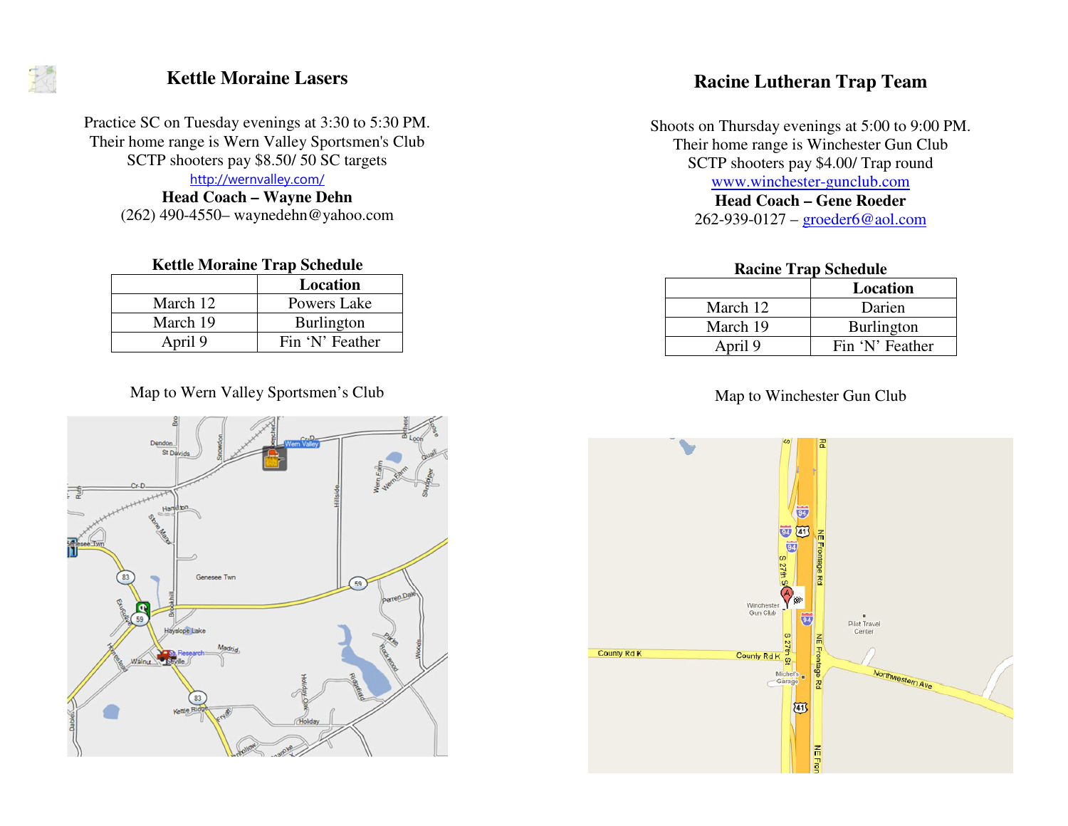## Kettle Moraine Lasers

Practice SC on Tuesday evenings at 3:30 to 5:30 PM.
Their home range is Wern Valley Sportsmen's Club
SCTP shooters pay $8.50/ 50 SC targets
http://wernvalley.com/
**Head Coach – Wayne Dehn**
(262) 490-4550– waynedehn@yahoo.com

**Kettle Moraine Trap Schedule**

| | Location |
|---|---|
| March 12 | Powers Lake |
| March 19 | Burlington |
| April 9 | Fin 'N' Feather |

Map to Wern Valley Sportsmen's Club

## Racine Lutheran Trap Team

Shoots on Thursday evenings at 5:00 to 9:00 PM.
Their home range is Winchester Gun Club
SCTP shooters pay $4.00/ Trap round
www.winchester-gunclub.com
**Head Coach – Gene Roeder**
262-939-0127 – groeder6@aol.com

**Racine Trap Schedule**

| | Location |
|---|---|
| March 12 | Darien |
| March 19 | Burlington |
| April 9 | Fin 'N' Feather |

Map to Winchester Gun Club